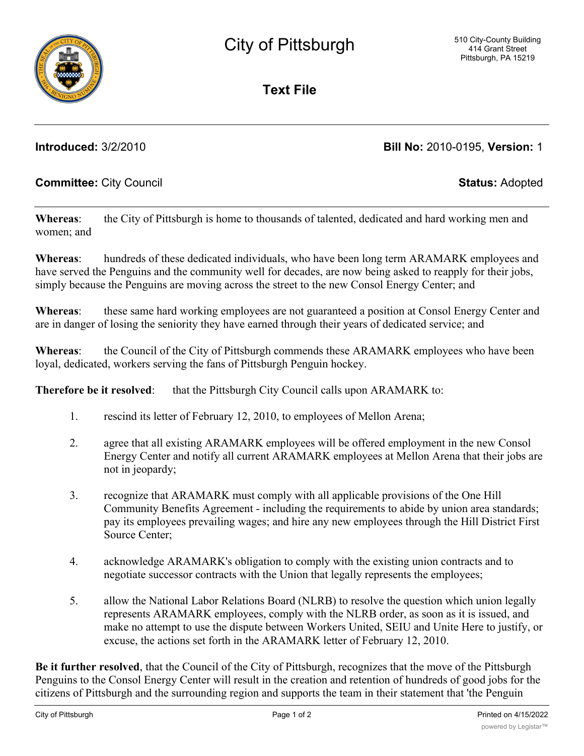# City of Pittsburgh

510 City-County Building
414 Grant Street
Pittsburgh, PA 15219

## Text File

**Introduced:** 3/2/2010 **Bill No:** 2010-0195, **Version:** 1

**Committee:** City Council **Status:** Adopted

**Whereas**: the City of Pittsburgh is home to thousands of talented, dedicated and hard working men and women; and

**Whereas**: hundreds of these dedicated individuals, who have been long term ARAMARK employees and have served the Penguins and the community well for decades, are now being asked to reapply for their jobs, simply because the Penguins are moving across the street to the new Consol Energy Center; and

**Whereas**: these same hard working employees are not guaranteed a position at Consol Energy Center and are in danger of losing the seniority they have earned through their years of dedicated service; and

**Whereas**: the Council of the City of Pittsburgh commends these ARAMARK employees who have been loyal, dedicated, workers serving the fans of Pittsburgh Penguin hockey.

**Therefore be it resolved**: that the Pittsburgh City Council calls upon ARAMARK to:

1. rescind its letter of February 12, 2010, to employees of Mellon Arena;

2. agree that all existing ARAMARK employees will be offered employment in the new Consol Energy Center and notify all current ARAMARK employees at Mellon Arena that their jobs are not in jeopardy;

3. recognize that ARAMARK must comply with all applicable provisions of the One Hill Community Benefits Agreement - including the requirements to abide by union area standards; pay its employees prevailing wages; and hire any new employees through the Hill District First Source Center;

4. acknowledge ARAMARK's obligation to comply with the existing union contracts and to negotiate successor contracts with the Union that legally represents the employees;

5. allow the National Labor Relations Board (NLRB) to resolve the question which union legally represents ARAMARK employees, comply with the NLRB order, as soon as it is issued, and make no attempt to use the dispute between Workers United, SEIU and Unite Here to justify, or excuse, the actions set forth in the ARAMARK letter of February 12, 2010.

**Be it further resolved**, that the Council of the City of Pittsburgh, recognizes that the move of the Pittsburgh Penguins to the Consol Energy Center will result in the creation and retention of hundreds of good jobs for the citizens of Pittsburgh and the surrounding region and supports the team in their statement that 'the Penguin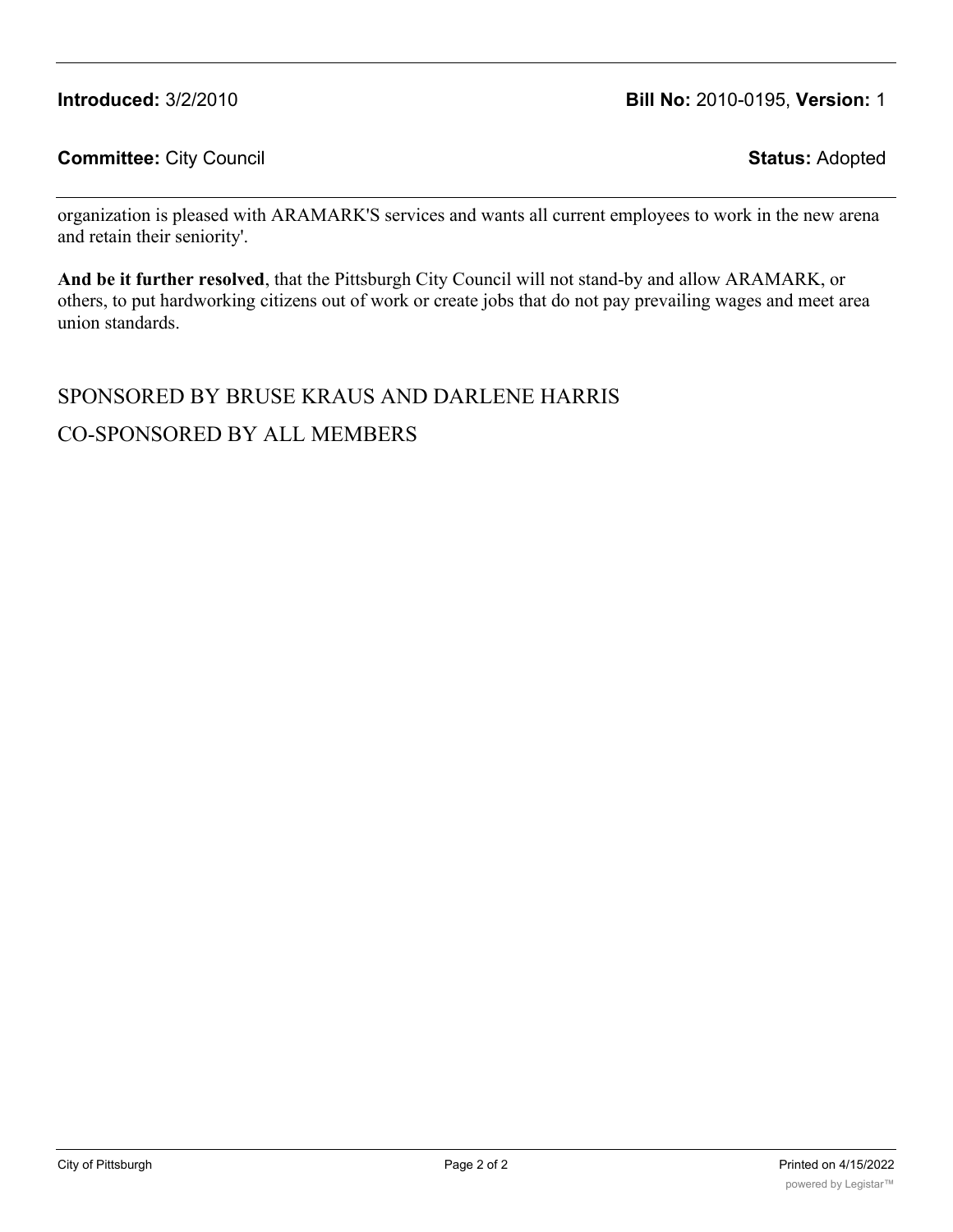organization is pleased with ARAMARK'S services and wants all current employees to work in the new arena and retain their seniority'.

**And be it further resolved**, that the Pittsburgh City Council will not stand-by and allow ARAMARK, or others, to put hardworking citizens out of work or create jobs that do not pay prevailing wages and meet area union standards.

SPONSORED BY BRUSE KRAUS AND DARLENE HARRIS

CO-SPONSORED BY ALL MEMBERS